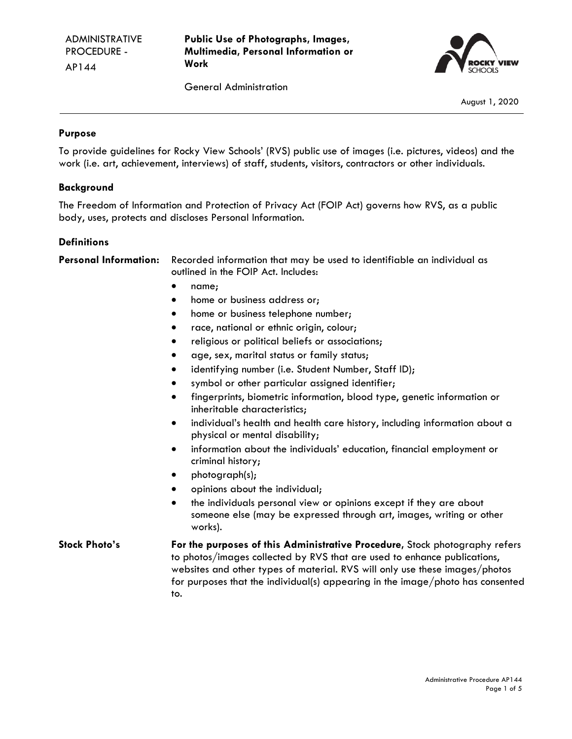ADMINISTRATIVE PROCEDURE - AP144

# Public Use of Photographs, Images, Multimedia, Personal Information or Work

General Administration

August 1, 2020

## Purpose

To provide guidelines for Rocky View Schools' (RVS) public use of images (i.e. pictures, videos) and the work (i.e. art, achievement, interviews) of staff, students, visitors, contractors or other individuals.

## Background

The Freedom of Information and Protection of Privacy Act (FOIP Act) governs how RVS, as a public body, uses, protects and discloses Personal Information.

## Definitions

**Personal Information:** Recorded information that may be used to identifiable an individual as outlined in the FOIP Act. Includes:

- name;
- home or business address or;
- home or business telephone number;
- race, national or ethnic origin, colour;
- religious or political beliefs or associations;
- age, sex, marital status or family status;
- identifying number (i.e. Student Number, Staff ID);
- symbol or other particular assigned identifier;
- fingerprints, biometric information, blood type, genetic information or inheritable characteristics;
- individual's health and health care history, including information about a physical or mental disability;
- information about the individuals' education, financial employment or criminal history;
- photograph(s);
- opinions about the individual;
- the individuals personal view or opinions except if they are about someone else (may be expressed through art, images, writing or other works).

**Stock Photo's** **For the purposes of this Administrative Procedure,** Stock photography refers to photos/images collected by RVS that are used to enhance publications, websites and other types of material. RVS will only use these images/photos for purposes that the individual(s) appearing in the image/photo has consented to.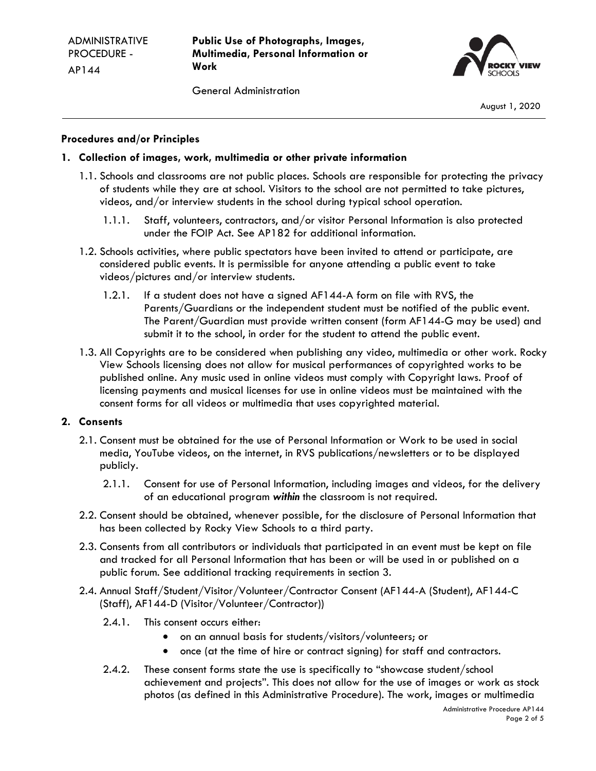## Procedures and/or Principles

### 1. Collection of images, work, multimedia or other private information

1.1. Schools and classrooms are not public places. Schools are responsible for protecting the privacy of students while they are at school. Visitors to the school are not permitted to take pictures, videos, and/or interview students in the school during typical school operation.

1.1.1. Staff, volunteers, contractors, and/or visitor Personal Information is also protected under the FOIP Act. See AP182 for additional information.

1.2. Schools activities, where public spectators have been invited to attend or participate, are considered public events. It is permissible for anyone attending a public event to take videos/pictures and/or interview students.

1.2.1. If a student does not have a signed AF144-A form on file with RVS, the Parents/Guardians or the independent student must be notified of the public event. The Parent/Guardian must provide written consent (form AF144-G may be used) and submit it to the school, in order for the student to attend the public event.

1.3. All Copyrights are to be considered when publishing any video, multimedia or other work. Rocky View Schools licensing does not allow for musical performances of copyrighted works to be published online. Any music used in online videos must comply with Copyright laws. Proof of licensing payments and musical licenses for use in online videos must be maintained with the consent forms for all videos or multimedia that uses copyrighted material.

### 2. Consents

2.1. Consent must be obtained for the use of Personal Information or Work to be used in social media, YouTube videos, on the internet, in RVS publications/newsletters or to be displayed publicly.

2.1.1. Consent for use of Personal Information, including images and videos, for the delivery of an educational program ***within*** the classroom is not required.

2.2. Consent should be obtained, whenever possible, for the disclosure of Personal Information that has been collected by Rocky View Schools to a third party.

2.3. Consents from all contributors or individuals that participated in an event must be kept on file and tracked for all Personal Information that has been or will be used in or published on a public forum. See additional tracking requirements in section 3.

2.4. Annual Staff/Student/Visitor/Volunteer/Contractor Consent (AF144-A (Student), AF144-C (Staff), AF144-D (Visitor/Volunteer/Contractor))

2.4.1. This consent occurs either:

- on an annual basis for students/visitors/volunteers; or
- once (at the time of hire or contract signing) for staff and contractors.

2.4.2. These consent forms state the use is specifically to "showcase student/school achievement and projects". This does not allow for the use of images or work as stock photos (as defined in this Administrative Procedure). The work, images or multimedia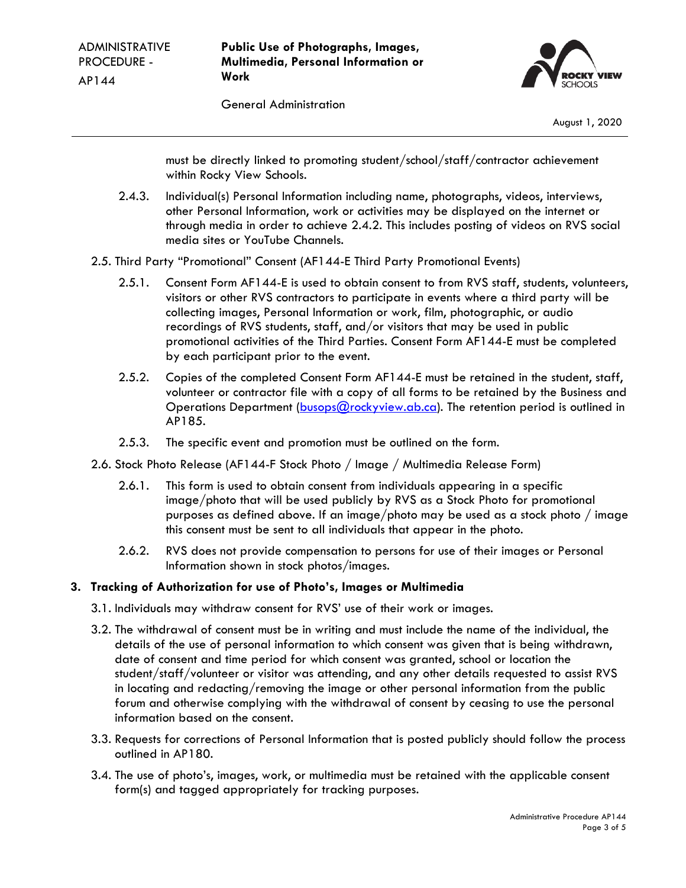must be directly linked to promoting student/school/staff/contractor achievement within Rocky View Schools.

2.4.3. Individual(s) Personal Information including name, photographs, videos, interviews, other Personal Information, work or activities may be displayed on the internet or through media in order to achieve 2.4.2. This includes posting of videos on RVS social media sites or YouTube Channels.

2.5. Third Party "Promotional" Consent (AF144-E Third Party Promotional Events)

2.5.1. Consent Form AF144-E is used to obtain consent to from RVS staff, students, volunteers, visitors or other RVS contractors to participate in events where a third party will be collecting images, Personal Information or work, film, photographic, or audio recordings of RVS students, staff, and/or visitors that may be used in public promotional activities of the Third Parties. Consent Form AF144-E must be completed by each participant prior to the event.

2.5.2. Copies of the completed Consent Form AF144-E must be retained in the student, staff, volunteer or contractor file with a copy of all forms to be retained by the Business and Operations Department (busops@rockyview.ab.ca). The retention period is outlined in AP185.

2.5.3. The specific event and promotion must be outlined on the form.

2.6. Stock Photo Release (AF144-F Stock Photo / Image / Multimedia Release Form)

2.6.1. This form is used to obtain consent from individuals appearing in a specific image/photo that will be used publicly by RVS as a Stock Photo for promotional purposes as defined above. If an image/photo may be used as a stock photo / image this consent must be sent to all individuals that appear in the photo.

2.6.2. RVS does not provide compensation to persons for use of their images or Personal Information shown in stock photos/images.

## 3. Tracking of Authorization for use of Photo's, Images or Multimedia

3.1. Individuals may withdraw consent for RVS' use of their work or images.

3.2. The withdrawal of consent must be in writing and must include the name of the individual, the details of the use of personal information to which consent was given that is being withdrawn, date of consent and time period for which consent was granted, school or location the student/staff/volunteer or visitor was attending, and any other details requested to assist RVS in locating and redacting/removing the image or other personal information from the public forum and otherwise complying with the withdrawal of consent by ceasing to use the personal information based on the consent.

3.3. Requests for corrections of Personal Information that is posted publicly should follow the process outlined in AP180.

3.4. The use of photo's, images, work, or multimedia must be retained with the applicable consent form(s) and tagged appropriately for tracking purposes.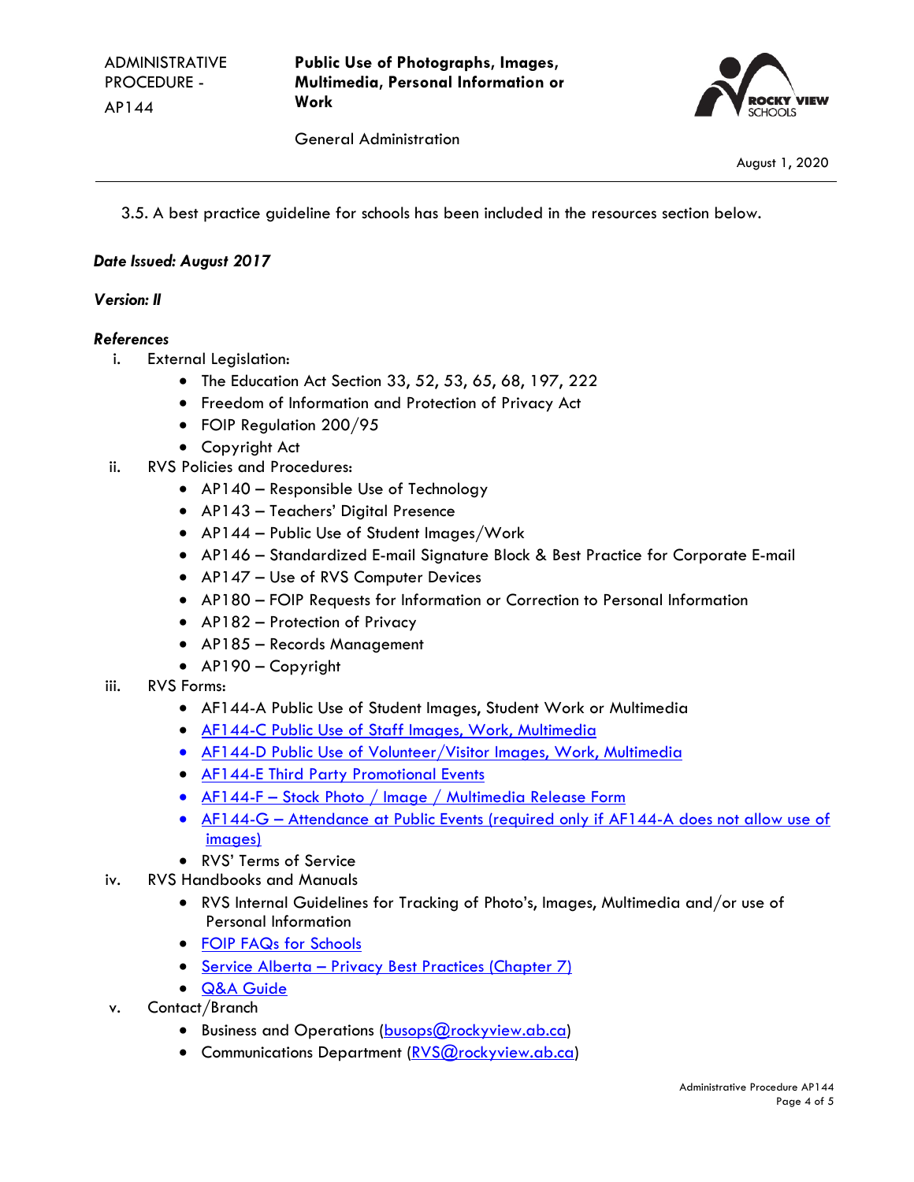3.5. A best practice guideline for schools has been included in the resources section below.

***Date Issued: August 2017***

***Version: II***

***References***

i. External Legislation:
   - The Education Act Section 33, 52, 53, 65, 68, 197, 222
   - Freedom of Information and Protection of Privacy Act
   - FOIP Regulation 200/95
   - Copyright Act

ii. RVS Policies and Procedures:
   - AP140 – Responsible Use of Technology
   - AP143 – Teachers' Digital Presence
   - AP144 – Public Use of Student Images/Work
   - AP146 – Standardized E-mail Signature Block & Best Practice for Corporate E-mail
   - AP147 – Use of RVS Computer Devices
   - AP180 – FOIP Requests for Information or Correction to Personal Information
   - AP182 – Protection of Privacy
   - AP185 – Records Management
   - AP190 – Copyright

iii. RVS Forms:
   - AF144-A Public Use of Student Images, Student Work or Multimedia
   - AF144-C Public Use of Staff Images, Work, Multimedia
   - AF144-D Public Use of Volunteer/Visitor Images, Work, Multimedia
   - AF144-E Third Party Promotional Events
   - AF144-F – Stock Photo / Image / Multimedia Release Form
   - AF144-G – Attendance at Public Events (required only if AF144-A does not allow use of images)
   - RVS' Terms of Service

iv. RVS Handbooks and Manuals
   - RVS Internal Guidelines for Tracking of Photo's, Images, Multimedia and/or use of Personal Information
   - FOIP FAQs for Schools
   - Service Alberta – Privacy Best Practices (Chapter 7)
   - Q&A Guide

v. Contact/Branch
   - Business and Operations (busops@rockyview.ab.ca)
   - Communications Department (RVS@rockyview.ab.ca)